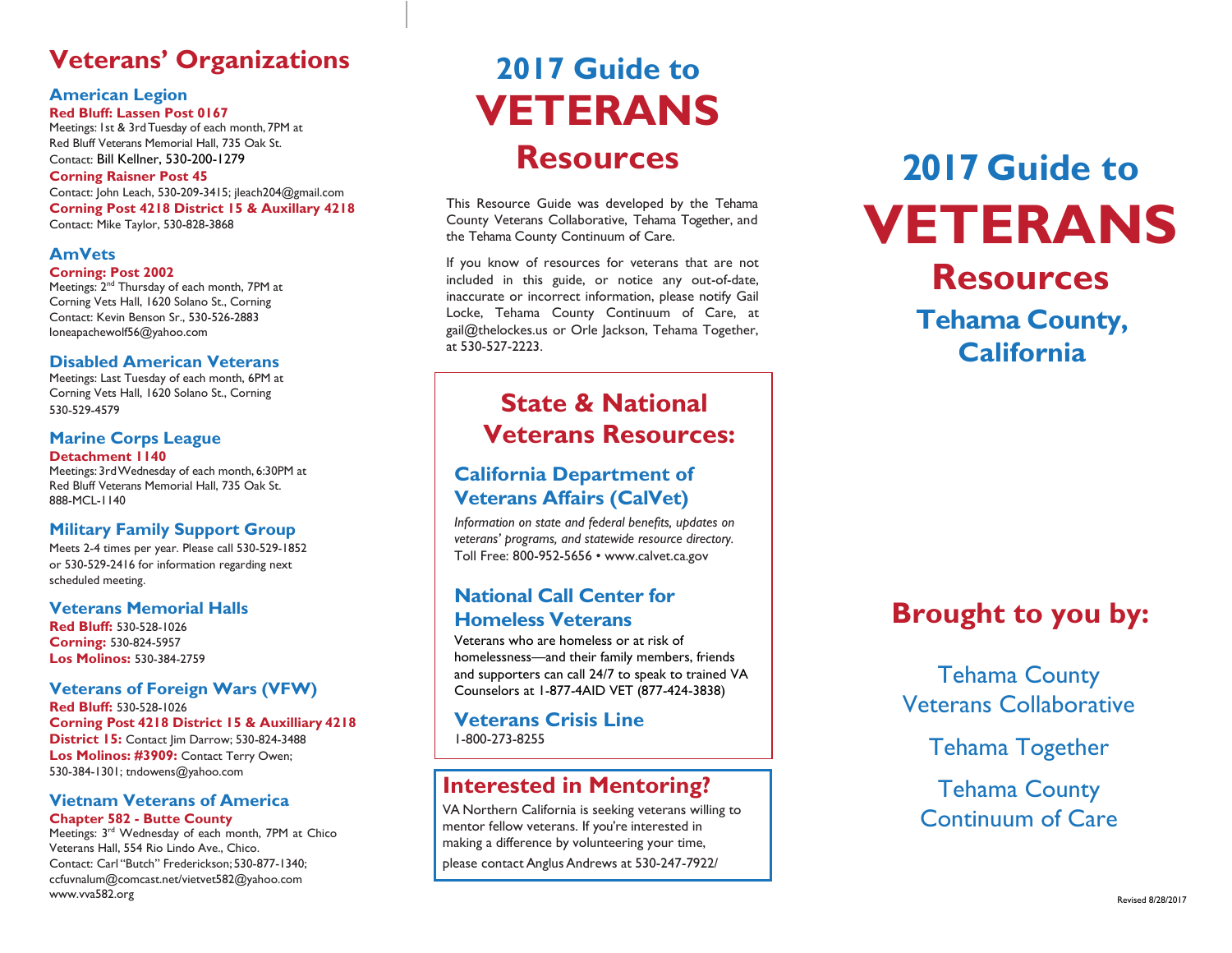# Veterans' Organizations

## American Legion

**Red Bluff: Lassen Post 0167**
Meetings: 1st & 3rd Tuesday of each month, 7PM at Red Bluff Veterans Memorial Hall, 735 Oak St.
Contact: Bill Kellner, 530-200-1279

**Corning Raisner Post 45**
Contact: John Leach, 530-209-3415; jleach204@gmail.com

**Corning Post 4218 District 15 & Auxillary 4218**
Contact: Mike Taylor, 530-828-3868

## AmVets

**Corning: Post 2002**
Meetings: 2nd Thursday of each month, 7PM at Corning Vets Hall, 1620 Solano St., Corning
Contact: Kevin Benson Sr., 530-526-2883
loneapachewolf56@yahoo.com

## Disabled American Veterans

Meetings: Last Tuesday of each month, 6PM at Corning Vets Hall, 1620 Solano St., Corning
530-529-4579

## Marine Corps League

**Detachment 1140**
Meetings: 3rd Wednesday of each month, 6:30PM at Red Bluff Veterans Memorial Hall, 735 Oak St.
888-MCL-1140

## Military Family Support Group

Meets 2-4 times per year. Please call 530-529-1852 or 530-529-2416 for information regarding next scheduled meeting.

## Veterans Memorial Halls

**Red Bluff:** 530-528-1026
**Corning:** 530-824-5957
**Los Molinos:** 530-384-2759

## Veterans of Foreign Wars (VFW)

**Red Bluff:** 530-528-1026
**Corning Post 4218 District 15 & Auxilliary 4218**
**District 15:** Contact Jim Darrow; 530-824-3488
**Los Molinos: #3909:** Contact Terry Owen; 530-384-1301; tndowens@yahoo.com

## Vietnam Veterans of America

**Chapter 582 - Butte County**
Meetings: 3rd Wednesday of each month, 7PM at Chico Veterans Hall, 554 Rio Lindo Ave., Chico.
Contact: Carl "Butch" Frederickson; 530-877-1340; ccfuvnalum@comcast.net/vietvet582@yahoo.com
www.vva582.org

# 2017 Guide to VETERANS Resources

This Resource Guide was developed by the Tehama County Veterans Collaborative, Tehama Together, and the Tehama County Continuum of Care.

If you know of resources for veterans that are not included in this guide, or notice any out-of-date, inaccurate or incorrect information, please notify Gail Locke, Tehama County Continuum of Care, at gail@thelockes.us or Orle Jackson, Tehama Together, at 530-527-2223.

## State & National Veterans Resources:

### California Department of Veterans Affairs (CalVet)

*Information on state and federal benefits, updates on veterans' programs, and statewide resource directory.*
Toll Free: 800-952-5656 • www.calvet.ca.gov

### National Call Center for Homeless Veterans

Veterans who are homeless or at risk of homelessness—and their family members, friends and supporters can call 24/7 to speak to trained VA Counselors at 1-877-4AID VET (877-424-3838)

### Veterans Crisis Line

1-800-273-8255

## Interested in Mentoring?

VA Northern California is seeking veterans willing to mentor fellow veterans. If you're interested in making a difference by volunteering your time, please contact Anglus Andrews at 530-247-7922/

# 2017 Guide to VETERANS Resources

## Tehama County, California

## Brought to you by:

Tehama County Veterans Collaborative

Tehama Together

Tehama County Continuum of Care

Revised 8/28/2017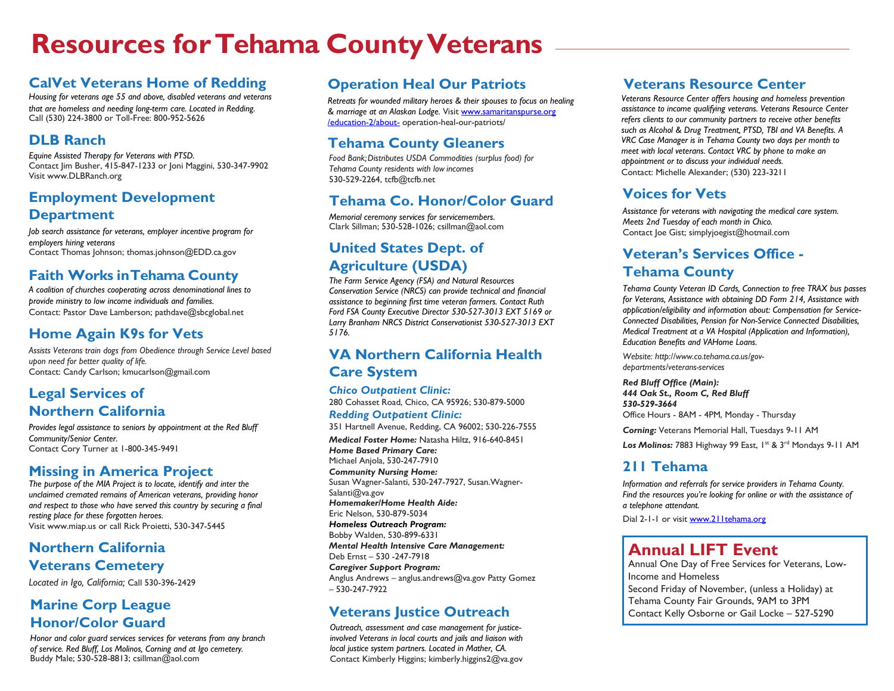# Resources for Tehama County Veterans

## CalVet Veterans Home of Redding

*Housing for veterans age 55 and above, disabled veterans and veterans that are homeless and needing long-term care. Located in Redding.*
Call (530) 224-3800 or Toll-Free: 800-952-5626

## DLB Ranch

*Equine Assisted Therapy for Veterans with PTSD.*
Contact Jim Busher, 415-847-1233 or Joni Maggini, 530-347-9902
Visit www.DLBRanch.org

## Employment Development Department

*Job search assistance for veterans, employer incentive program for employers hiring veterans*
Contact Thomas Johnson; thomas.johnson@EDD.ca.gov

## Faith Works in Tehama County

*A coalition of churches cooperating across denominational lines to provide ministry to low income individuals and families.*
Contact: Pastor Dave Lamberson; pathdave@sbcglobal.net

## Home Again K9s for Vets

*Assists Veterans train dogs from Obedience through Service Level based upon need for better quality of life.*
Contact: Candy Carlson; kmucarlson@gmail.com

## Legal Services of Northern California

*Provides legal assistance to seniors by appointment at the Red Bluff Community/Senior Center.*
Contact Cory Turner at 1-800-345-9491

## Missing in America Project

*The purpose of the MIA Project is to locate, identify and inter the unclaimed cremated remains of American veterans, providing honor and respect to those who have served this country by securing a final resting place for these forgotten heroes.*
Visit www.miap.us or call Rick Proietti, 530-347-5445

## Northern California Veterans Cemetery

*Located in Igo, California;* Call 530-396-2429

## Marine Corp League Honor/Color Guard

*Honor and color guard services services for veterans from any branch of service. Red Bluff, Los Molinos, Corning and at Igo cemetery.*
Buddy Male; 530-528-8813; csillman@aol.com

## Operation Heal Our Patriots

*Retreats for wounded military heroes & their spouses to focus on healing & marriage at an Alaskan Lodge.* Visit www.samaritanspurse.org/education-2/about- operation-heal-our-patriots/

## Tehama County Gleaners

*Food Bank; Distributes USDA Commodities (surplus food) for Tehama County residents with low incomes*
530-529-2264, tcfb@tcfb.net

## Tehama Co. Honor/Color Guard

*Memorial ceremony services for servicemembers.*
Clark Sillman; 530-528-1026; csillman@aol.com

## United States Dept. of Agriculture (USDA)

*The Farm Service Agency (FSA) and Natural Resources Conservation Service (NRCS) can provide technical and financial assistance to beginning first time veteran farmers. Contact Ruth Ford FSA County Executive Director 530-527-3013 EXT 5169 or Larry Branham NRCS District Conservationist 530-527-3013 EXT 5176.*

## VA Northern California Health Care System

### *Chico Outpatient Clinic:*
280 Cohasset Road, Chico, CA 95926; 530-879-5000

### *Redding Outpatient Clinic:*
351 Hartnell Avenue, Redding, CA 96002; 530-226-7555

***Medical Foster Home:*** Natasha Hiltz, 916-640-8451
***Home Based Primary Care:***
Michael Anjola, 530-247-7910
***Community Nursing Home:***
Susan Wagner-Salanti, 530-247-7927, Susan.Wagner-Salanti@va.gov
***Homemaker/Home Health Aide:***
Eric Nelson, 530-879-5034
***Homeless Outreach Program:***
Bobby Walden, 530-899-6331
***Mental Health Intensive Care Management:***
Deb Ernst – 530 -247-7918
***Caregiver Support Program:***
Anglus Andrews – anglus.andrews@va.gov Patty Gomez – 530-247-7922

## Veterans Justice Outreach

*Outreach, assessment and case management for justice-involved Veterans in local courts and jails and liaison with local justice system partners. Located in Mather, CA.*
Contact Kimberly Higgins; kimberly.higgins2@va.gov

## Veterans Resource Center

*Veterans Resource Center offers housing and homeless prevention assistance to income qualifying veterans. Veterans Resource Center refers clients to our community partners to receive other benefits such as Alcohol & Drug Treatment, PTSD, TBI and VA Benefits. A VRC Case Manager is in Tehama County two days per month to meet with local veterans. Contact VRC by phone to make an appointment or to discuss your individual needs.*
Contact: Michelle Alexander; (530) 223-3211

## Voices for Vets

*Assistance for veterans with navigating the medical care system. Meets 2nd Tuesday of each month in Chico.*
Contact Joe Gist; simplyjoegist@hotmail.com

## Veteran's Services Office - Tehama County

*Tehama County Veteran ID Cards, Connection to free TRAX bus passes for Veterans, Assistance with obtaining DD Form 214, Assistance with application/eligibility and information about: Compensation for Service-Connected Disabilities, Pension for Non-Service Connected Disabilities, Medical Treatment at a VA Hospital (Application and Information), Education Benefits and VAHome Loans.*

*Website: http://www.co.tehama.ca.us/gov-departments/veterans-services*

***Red Bluff Office (Main):***
***444 Oak St., Room C, Red Bluff***
***530-529-3664***
Office Hours - 8AM - 4PM, Monday - Thursday

***Corning:*** Veterans Memorial Hall, Tuesdays 9-11 AM

***Los Molinos:*** 7883 Highway 99 East, 1st & 3rd Mondays 9-11 AM

## 211 Tehama

*Information and referrals for service providers in Tehama County. Find the resources you're looking for online or with the assistance of a telephone attendant.*

Dial 2-1-1 or visit www.211tehama.org

## Annual LIFT Event

Annual One Day of Free Services for Veterans, Low-Income and Homeless
Second Friday of November, (unless a Holiday) at Tehama County Fair Grounds, 9AM to 3PM
Contact Kelly Osborne or Gail Locke – 527-5290